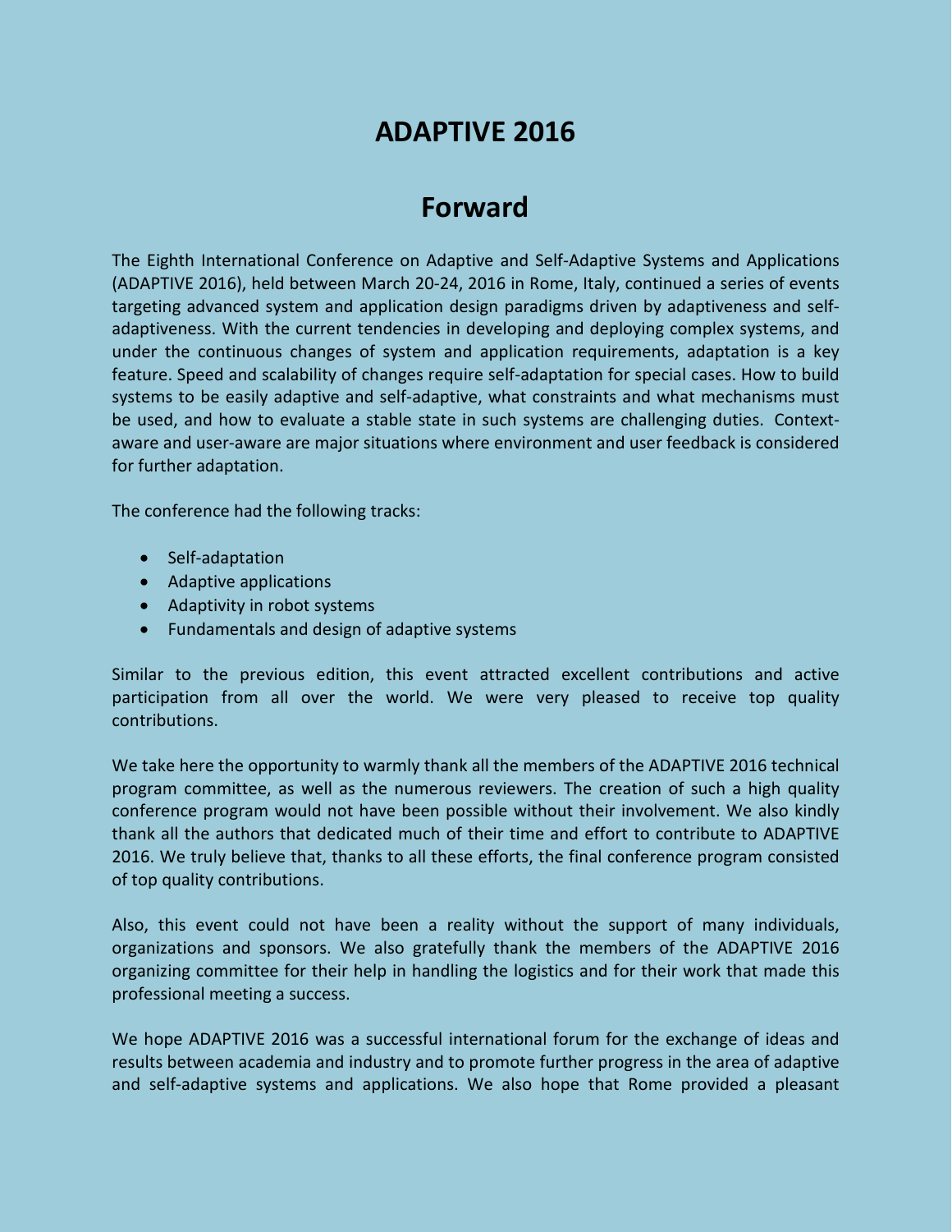# ADAPTIVE 2016

## Forward

The Eighth International Conference on Adaptive and Self-Adaptive Systems and Applications (ADAPTIVE 2016), held between March 20-24, 2016 in Rome, Italy, continued a series of events targeting advanced system and application design paradigms driven by adaptiveness and self-adaptiveness. With the current tendencies in developing and deploying complex systems, and under the continuous changes of system and application requirements, adaptation is a key feature. Speed and scalability of changes require self-adaptation for special cases. How to build systems to be easily adaptive and self-adaptive, what constraints and what mechanisms must be used, and how to evaluate a stable state in such systems are challenging duties. Context-aware and user-aware are major situations where environment and user feedback is considered for further adaptation.

The conference had the following tracks:

- Self-adaptation
- Adaptive applications
- Adaptivity in robot systems
- Fundamentals and design of adaptive systems

Similar to the previous edition, this event attracted excellent contributions and active participation from all over the world. We were very pleased to receive top quality contributions.

We take here the opportunity to warmly thank all the members of the ADAPTIVE 2016 technical program committee, as well as the numerous reviewers. The creation of such a high quality conference program would not have been possible without their involvement. We also kindly thank all the authors that dedicated much of their time and effort to contribute to ADAPTIVE 2016. We truly believe that, thanks to all these efforts, the final conference program consisted of top quality contributions.

Also, this event could not have been a reality without the support of many individuals, organizations and sponsors. We also gratefully thank the members of the ADAPTIVE 2016 organizing committee for their help in handling the logistics and for their work that made this professional meeting a success.

We hope ADAPTIVE 2016 was a successful international forum for the exchange of ideas and results between academia and industry and to promote further progress in the area of adaptive and self-adaptive systems and applications. We also hope that Rome provided a pleasant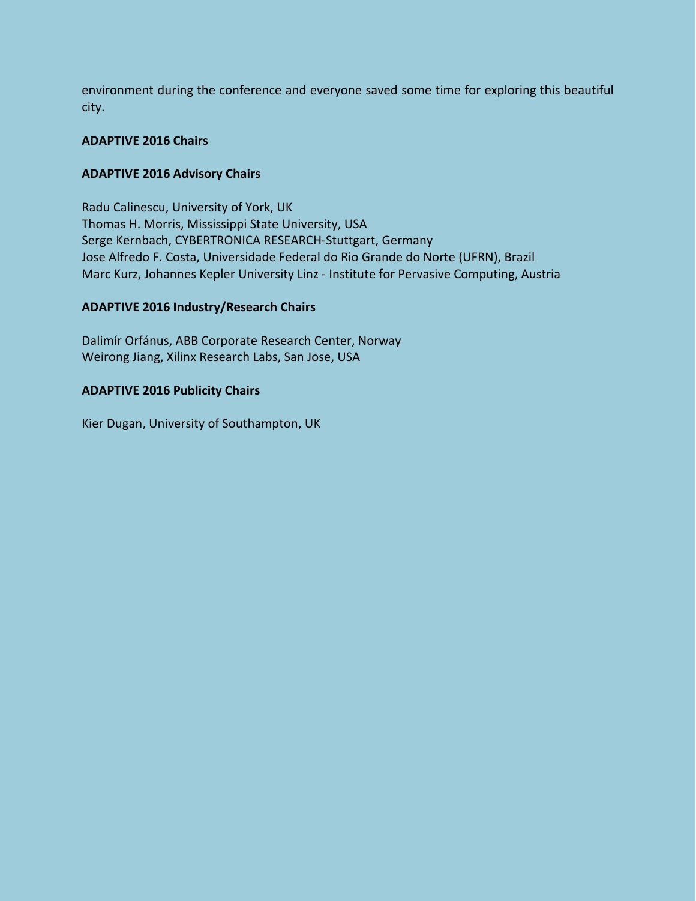environment during the conference and everyone saved some time for exploring this beautiful city.

**ADAPTIVE 2016 Chairs**

**ADAPTIVE 2016 Advisory Chairs**

Radu Calinescu, University of York, UK
Thomas H. Morris, Mississippi State University, USA
Serge Kernbach, CYBERTRONICA RESEARCH-Stuttgart, Germany
Jose Alfredo F. Costa, Universidade Federal do Rio Grande do Norte (UFRN), Brazil
Marc Kurz, Johannes Kepler University Linz - Institute for Pervasive Computing, Austria

**ADAPTIVE 2016 Industry/Research Chairs**

Dalimír Orfánus, ABB Corporate Research Center, Norway
Weirong Jiang, Xilinx Research Labs, San Jose, USA

**ADAPTIVE 2016 Publicity Chairs**

Kier Dugan, University of Southampton, UK